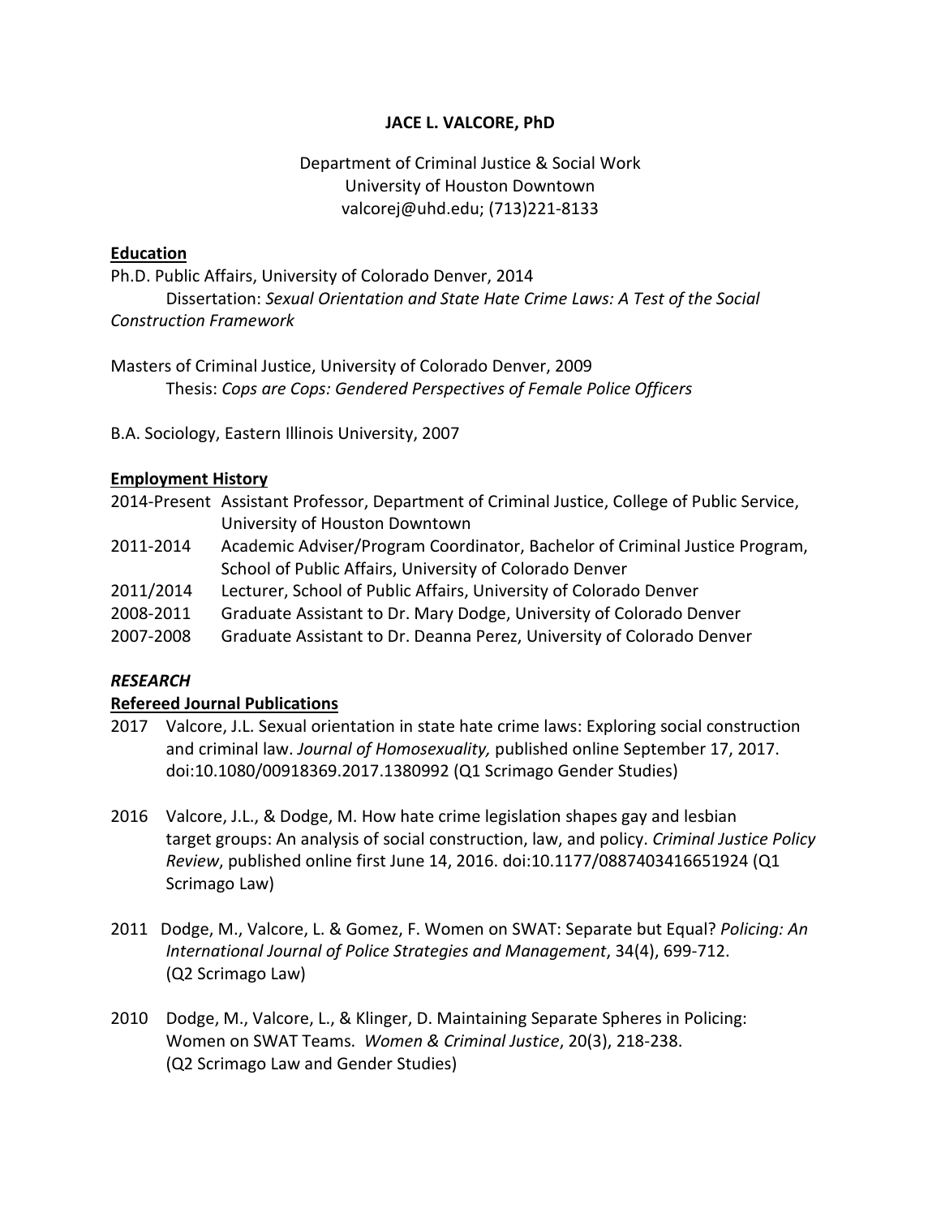# JACE L. VALCORE, PhD

Department of Criminal Justice & Social Work
University of Houston Downtown
valcorej@uhd.edu; (713)221-8133

## Education

Ph.D. Public Affairs, University of Colorado Denver, 2014
Dissertation: *Sexual Orientation and State Hate Crime Laws: A Test of the Social Construction Framework*

Masters of Criminal Justice, University of Colorado Denver, 2009
Thesis: *Cops are Cops: Gendered Perspectives of Female Police Officers*

B.A. Sociology, Eastern Illinois University, 2007

## Employment History

2014-Present Assistant Professor, Department of Criminal Justice, College of Public Service, University of Houston Downtown

2011-2014 Academic Adviser/Program Coordinator, Bachelor of Criminal Justice Program, School of Public Affairs, University of Colorado Denver

2011/2014 Lecturer, School of Public Affairs, University of Colorado Denver

2008-2011 Graduate Assistant to Dr. Mary Dodge, University of Colorado Denver

2007-2008 Graduate Assistant to Dr. Deanna Perez, University of Colorado Denver

## *RESEARCH*

### Refereed Journal Publications

2017 Valcore, J.L. Sexual orientation in state hate crime laws: Exploring social construction and criminal law. *Journal of Homosexuality,* published online September 17, 2017. doi:10.1080/00918369.2017.1380992 (Q1 Scrimago Gender Studies)

2016 Valcore, J.L., & Dodge, M. How hate crime legislation shapes gay and lesbian target groups: An analysis of social construction, law, and policy. *Criminal Justice Policy Review*, published online first June 14, 2016. doi:10.1177/0887403416651924 (Q1 Scrimago Law)

2011 Dodge, M., Valcore, L. & Gomez, F. Women on SWAT: Separate but Equal? *Policing: An International Journal of Police Strategies and Management*, 34(4), 699-712. (Q2 Scrimago Law)

2010 Dodge, M., Valcore, L., & Klinger, D. Maintaining Separate Spheres in Policing: Women on SWAT Teams. *Women & Criminal Justice*, 20(3), 218-238. (Q2 Scrimago Law and Gender Studies)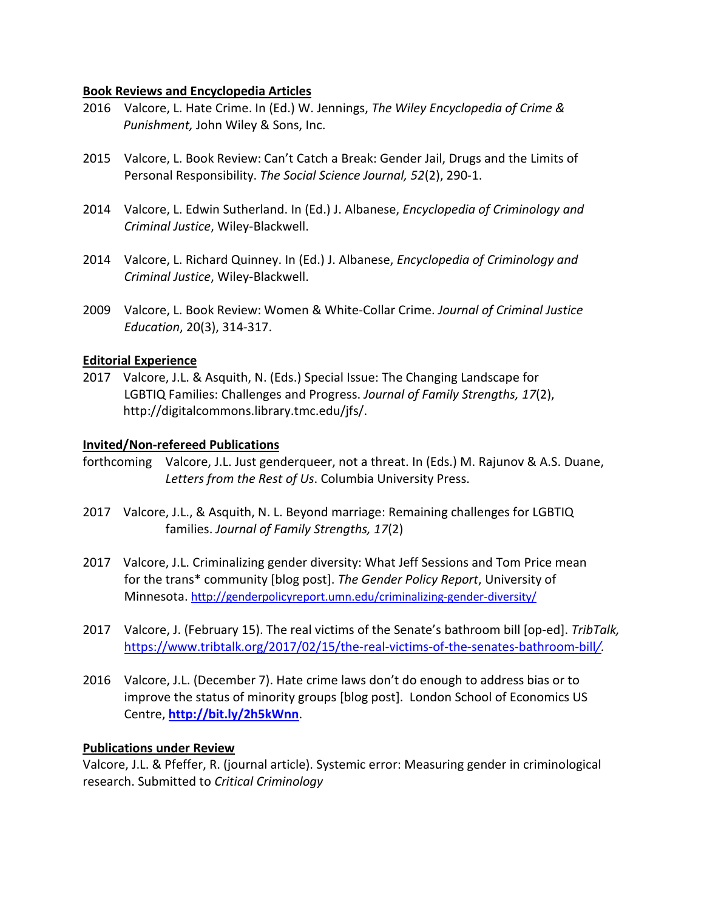**Book Reviews and Encyclopedia Articles**

2016 Valcore, L. Hate Crime. In (Ed.) W. Jennings, *The Wiley Encyclopedia of Crime & Punishment,* John Wiley & Sons, Inc.

2015 Valcore, L. Book Review: Can't Catch a Break: Gender Jail, Drugs and the Limits of Personal Responsibility. *The Social Science Journal, 52*(2), 290-1.

2014 Valcore, L. Edwin Sutherland. In (Ed.) J. Albanese, *Encyclopedia of Criminology and Criminal Justice*, Wiley-Blackwell.

2014 Valcore, L. Richard Quinney. In (Ed.) J. Albanese, *Encyclopedia of Criminology and Criminal Justice*, Wiley-Blackwell.

2009 Valcore, L. Book Review: Women & White-Collar Crime. *Journal of Criminal Justice Education*, 20(3), 314-317.

**Editorial Experience**

2017 Valcore, J.L. & Asquith, N. (Eds.) Special Issue: The Changing Landscape for LGBTIQ Families: Challenges and Progress. *Journal of Family Strengths, 17*(2), http://digitalcommons.library.tmc.edu/jfs/.

**Invited/Non-refereed Publications**

forthcoming Valcore, J.L. Just genderqueer, not a threat. In (Eds.) M. Rajunov & A.S. Duane, *Letters from the Rest of Us*. Columbia University Press.

2017 Valcore, J.L., & Asquith, N. L. Beyond marriage: Remaining challenges for LGBTIQ families. *Journal of Family Strengths, 17*(2)

2017 Valcore, J.L. Criminalizing gender diversity: What Jeff Sessions and Tom Price mean for the trans* community [blog post]. *The Gender Policy Report*, University of Minnesota. http://genderpolicyreport.umn.edu/criminalizing-gender-diversity/

2017 Valcore, J. (February 15). The real victims of the Senate's bathroom bill [op-ed]. *TribTalk,* https://www.tribtalk.org/2017/02/15/the-real-victims-of-the-senates-bathroom-bill/.

2016 Valcore, J.L. (December 7). Hate crime laws don't do enough to address bias or to improve the status of minority groups [blog post]. London School of Economics US Centre, **http://bit.ly/2h5kWnn**.

**Publications under Review**

Valcore, J.L. & Pfeffer, R. (journal article). Systemic error: Measuring gender in criminological research. Submitted to *Critical Criminology*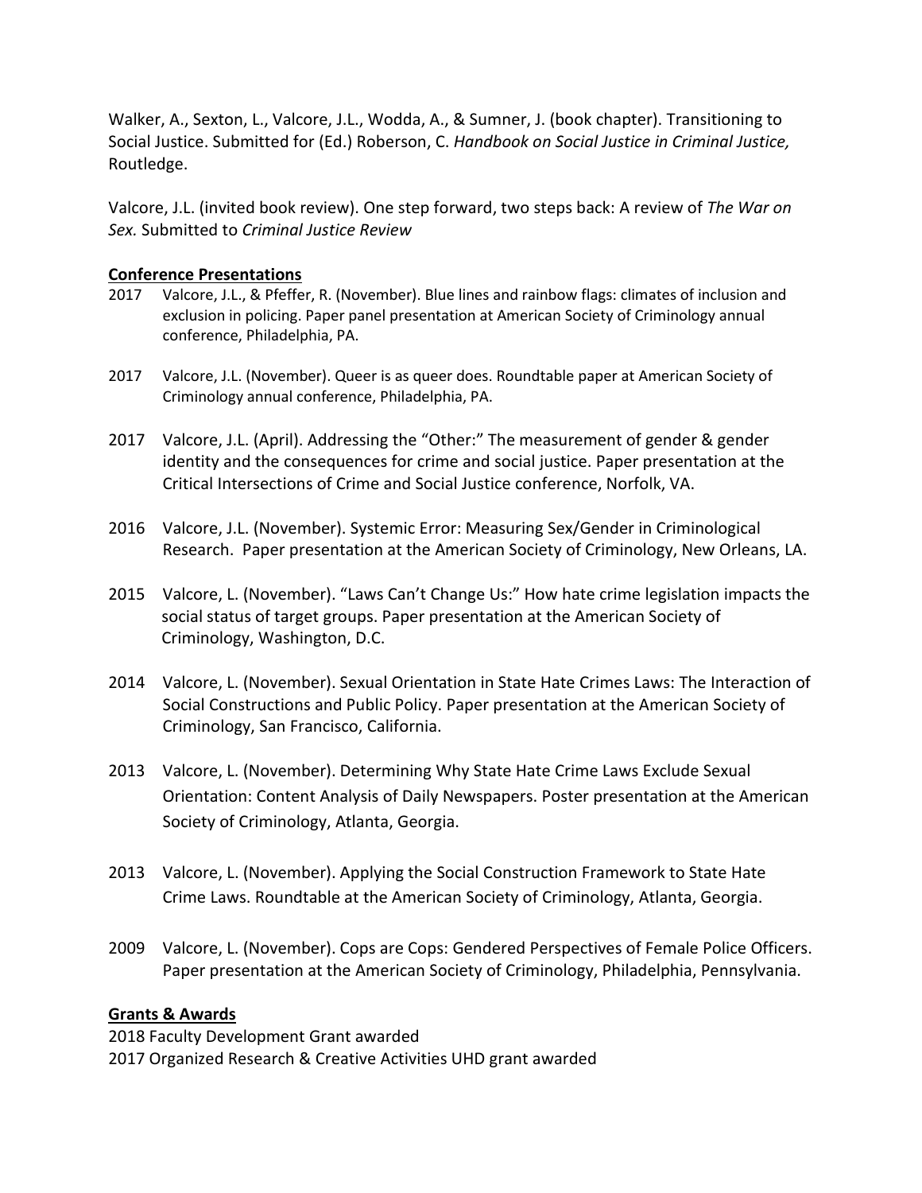Walker, A., Sexton, L., Valcore, J.L., Wodda, A., & Sumner, J. (book chapter). Transitioning to Social Justice. Submitted for (Ed.) Roberson, C. *Handbook on Social Justice in Criminal Justice,* Routledge.

Valcore, J.L. (invited book review). One step forward, two steps back: A review of *The War on Sex.* Submitted to *Criminal Justice Review*

**Conference Presentations**

2017 Valcore, J.L., & Pfeffer, R. (November). Blue lines and rainbow flags: climates of inclusion and exclusion in policing. Paper panel presentation at American Society of Criminology annual conference, Philadelphia, PA.

2017 Valcore, J.L. (November). Queer is as queer does. Roundtable paper at American Society of Criminology annual conference, Philadelphia, PA.

2017 Valcore, J.L. (April). Addressing the "Other:" The measurement of gender & gender identity and the consequences for crime and social justice. Paper presentation at the Critical Intersections of Crime and Social Justice conference, Norfolk, VA.

2016 Valcore, J.L. (November). Systemic Error: Measuring Sex/Gender in Criminological Research. Paper presentation at the American Society of Criminology, New Orleans, LA.

2015 Valcore, L. (November). "Laws Can't Change Us:" How hate crime legislation impacts the social status of target groups. Paper presentation at the American Society of Criminology, Washington, D.C.

2014 Valcore, L. (November). Sexual Orientation in State Hate Crimes Laws: The Interaction of Social Constructions and Public Policy. Paper presentation at the American Society of Criminology, San Francisco, California.

2013 Valcore, L. (November). Determining Why State Hate Crime Laws Exclude Sexual Orientation: Content Analysis of Daily Newspapers. Poster presentation at the American Society of Criminology, Atlanta, Georgia.

2013 Valcore, L. (November). Applying the Social Construction Framework to State Hate Crime Laws. Roundtable at the American Society of Criminology, Atlanta, Georgia.

2009 Valcore, L. (November). Cops are Cops: Gendered Perspectives of Female Police Officers. Paper presentation at the American Society of Criminology, Philadelphia, Pennsylvania.

**Grants & Awards**

2018 Faculty Development Grant awarded
2017 Organized Research & Creative Activities UHD grant awarded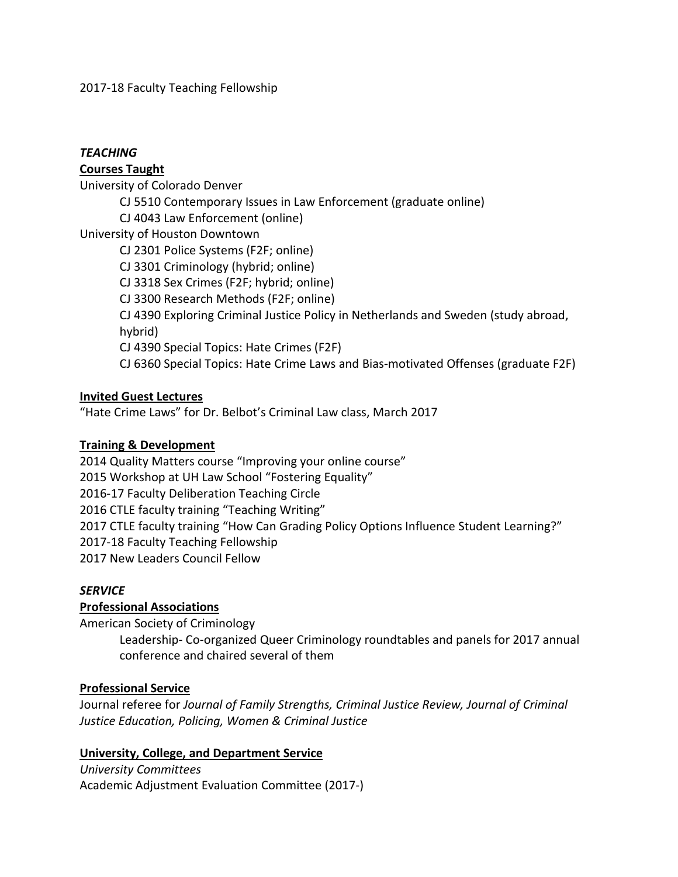2017-18 Faculty Teaching Fellowship

***TEACHING***

**Courses Taught**

University of Colorado Denver

- CJ 5510 Contemporary Issues in Law Enforcement (graduate online)
- CJ 4043 Law Enforcement (online)

University of Houston Downtown

- CJ 2301 Police Systems (F2F; online)
- CJ 3301 Criminology (hybrid; online)
- CJ 3318 Sex Crimes (F2F; hybrid; online)
- CJ 3300 Research Methods (F2F; online)
- CJ 4390 Exploring Criminal Justice Policy in Netherlands and Sweden (study abroad, hybrid)
- CJ 4390 Special Topics: Hate Crimes (F2F)
- CJ 6360 Special Topics: Hate Crime Laws and Bias-motivated Offenses (graduate F2F)

**Invited Guest Lectures**

"Hate Crime Laws" for Dr. Belbot's Criminal Law class, March 2017

**Training & Development**

2014 Quality Matters course "Improving your online course"
2015 Workshop at UH Law School "Fostering Equality"
2016-17 Faculty Deliberation Teaching Circle
2016 CTLE faculty training "Teaching Writing"
2017 CTLE faculty training "How Can Grading Policy Options Influence Student Learning?"
2017-18 Faculty Teaching Fellowship
2017 New Leaders Council Fellow

***SERVICE***

**Professional Associations**

American Society of Criminology

Leadership- Co-organized Queer Criminology roundtables and panels for 2017 annual conference and chaired several of them

**Professional Service**

Journal referee for *Journal of Family Strengths, Criminal Justice Review, Journal of Criminal Justice Education, Policing, Women & Criminal Justice*

**University, College, and Department Service**

*University Committees*

Academic Adjustment Evaluation Committee (2017-)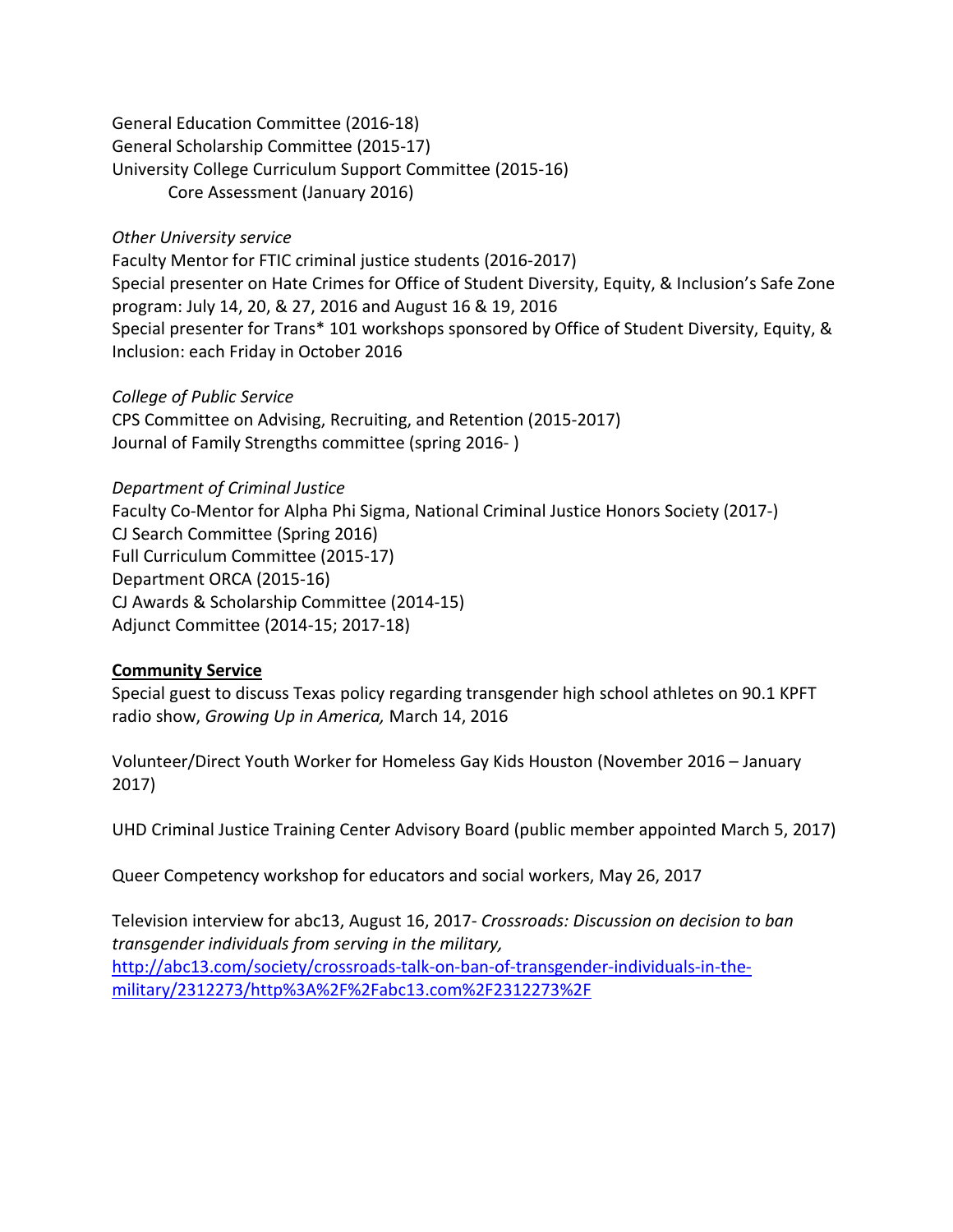General Education Committee (2016-18)
General Scholarship Committee (2015-17)
University College Curriculum Support Committee (2015-16)
    Core Assessment (January 2016)

*Other University service*
Faculty Mentor for FTIC criminal justice students (2016-2017)
Special presenter on Hate Crimes for Office of Student Diversity, Equity, & Inclusion's Safe Zone program: July 14, 20, & 27, 2016 and August 16 & 19, 2016
Special presenter for Trans* 101 workshops sponsored by Office of Student Diversity, Equity, & Inclusion: each Friday in October 2016

*College of Public Service*
CPS Committee on Advising, Recruiting, and Retention (2015-2017)
Journal of Family Strengths committee (spring 2016- )

*Department of Criminal Justice*
Faculty Co-Mentor for Alpha Phi Sigma, National Criminal Justice Honors Society (2017-)
CJ Search Committee (Spring 2016)
Full Curriculum Committee (2015-17)
Department ORCA (2015-16)
CJ Awards & Scholarship Committee (2014-15)
Adjunct Committee (2014-15; 2017-18)

**<u>Community Service</u>**

Special guest to discuss Texas policy regarding transgender high school athletes on 90.1 KPFT radio show, *Growing Up in America,* March 14, 2016

Volunteer/Direct Youth Worker for Homeless Gay Kids Houston (November 2016 – January 2017)

UHD Criminal Justice Training Center Advisory Board (public member appointed March 5, 2017)

Queer Competency workshop for educators and social workers, May 26, 2017

Television interview for abc13, August 16, 2017- *Crossroads: Discussion on decision to ban transgender individuals from serving in the military,*
http://abc13.com/society/crossroads-talk-on-ban-of-transgender-individuals-in-the-military/2312273/http%3A%2F%2Fabc13.com%2F2312273%2F